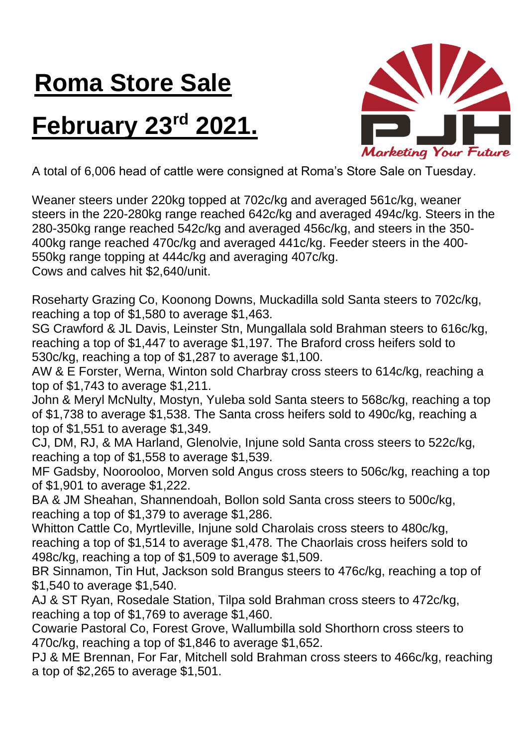# Roma Store Sale

# February 23rd 2021.

Marketing Your Future

A total of 6,006 head of cattle were consigned at Roma's Store Sale on Tuesday.

Weaner steers under 220kg topped at 702c/kg and averaged 561c/kg, weaner steers in the 220-280kg range reached 642c/kg and averaged 494c/kg. Steers in the 280-350kg range reached 542c/kg and averaged 456c/kg, and steers in the 350-400kg range reached 470c/kg and averaged 441c/kg. Feeder steers in the 400-550kg range topping at 444c/kg and averaging 407c/kg.
Cows and calves hit $2,640/unit.

Roseharty Grazing Co, Koonong Downs, Muckadilla sold Santa steers to 702c/kg, reaching a top of $1,580 to average $1,463.
SG Crawford & JL Davis, Leinster Stn, Mungallala sold Brahman steers to 616c/kg, reaching a top of $1,447 to average $1,197. The Braford cross heifers sold to 530c/kg, reaching a top of $1,287 to average $1,100.
AW & E Forster, Werna, Winton sold Charbray cross steers to 614c/kg, reaching a top of $1,743 to average $1,211.
John & Meryl McNulty, Mostyn, Yuleba sold Santa steers to 568c/kg, reaching a top of $1,738 to average $1,538. The Santa cross heifers sold to 490c/kg, reaching a top of $1,551 to average $1,349.
CJ, DM, RJ, & MA Harland, Glenolvie, Injune sold Santa cross steers to 522c/kg, reaching a top of $1,558 to average $1,539.
MF Gadsby, Noorooloo, Morven sold Angus cross steers to 506c/kg, reaching a top of $1,901 to average $1,222.
BA & JM Sheahan, Shannendoah, Bollon sold Santa cross steers to 500c/kg, reaching a top of $1,379 to average $1,286.
Whitton Cattle Co, Myrtleville, Injune sold Charolais cross steers to 480c/kg, reaching a top of $1,514 to average $1,478. The Chaorlais cross heifers sold to 498c/kg, reaching a top of $1,509 to average $1,509.
BR Sinnamon, Tin Hut, Jackson sold Brangus steers to 476c/kg, reaching a top of $1,540 to average $1,540.
AJ & ST Ryan, Rosedale Station, Tilpa sold Brahman cross steers to 472c/kg, reaching a top of $1,769 to average $1,460.
Cowarie Pastoral Co, Forest Grove, Wallumbilla sold Shorthorn cross steers to 470c/kg, reaching a top of $1,846 to average $1,652.
PJ & ME Brennan, For Far, Mitchell sold Brahman cross steers to 466c/kg, reaching a top of $2,265 to average $1,501.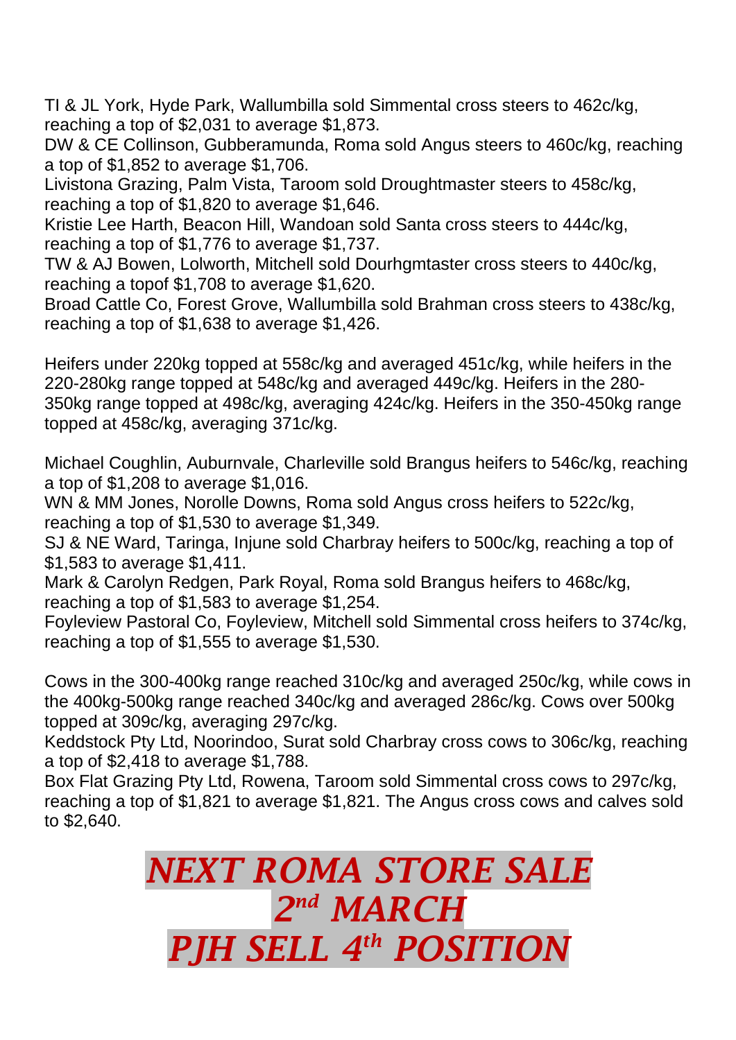TI & JL York, Hyde Park, Wallumbilla sold Simmental cross steers to 462c/kg, reaching a top of $2,031 to average $1,873.
DW & CE Collinson, Gubberamunda, Roma sold Angus steers to 460c/kg, reaching a top of $1,852 to average $1,706.
Livistona Grazing, Palm Vista, Taroom sold Droughtmaster steers to 458c/kg, reaching a top of $1,820 to average $1,646.
Kristie Lee Harth, Beacon Hill, Wandoan sold Santa cross steers to 444c/kg, reaching a top of $1,776 to average $1,737.
TW & AJ Bowen, Lolworth, Mitchell sold Dourhgmtaster cross steers to 440c/kg, reaching a topof $1,708 to average $1,620.
Broad Cattle Co, Forest Grove, Wallumbilla sold Brahman cross steers to 438c/kg, reaching a top of $1,638 to average $1,426.

Heifers under 220kg topped at 558c/kg and averaged 451c/kg, while heifers in the 220-280kg range topped at 548c/kg and averaged 449c/kg. Heifers in the 280-350kg range topped at 498c/kg, averaging 424c/kg. Heifers in the 350-450kg range topped at 458c/kg, averaging 371c/kg.

Michael Coughlin, Auburnvale, Charleville sold Brangus heifers to 546c/kg, reaching a top of $1,208 to average $1,016.
WN & MM Jones, Norolle Downs, Roma sold Angus cross heifers to 522c/kg, reaching a top of $1,530 to average $1,349.
SJ & NE Ward, Taringa, Injune sold Charbray heifers to 500c/kg, reaching a top of $1,583 to average $1,411.
Mark & Carolyn Redgen, Park Royal, Roma sold Brangus heifers to 468c/kg, reaching a top of $1,583 to average $1,254.
Foyleview Pastoral Co, Foyleview, Mitchell sold Simmental cross heifers to 374c/kg, reaching a top of $1,555 to average $1,530.

Cows in the 300-400kg range reached 310c/kg and averaged 250c/kg, while cows in the 400kg-500kg range reached 340c/kg and averaged 286c/kg. Cows over 500kg topped at 309c/kg, averaging 297c/kg.
Keddstock Pty Ltd, Noorindoo, Surat sold Charbray cross cows to 306c/kg, reaching a top of $2,418 to average $1,788.
Box Flat Grazing Pty Ltd, Rowena, Taroom sold Simmental cross cows to 297c/kg, reaching a top of $1,821 to average $1,821. The Angus cross cows and calves sold to $2,640.

# *NEXT ROMA STORE SALE*
# *2nd MARCH*
# *PJH SELL 4th POSITION*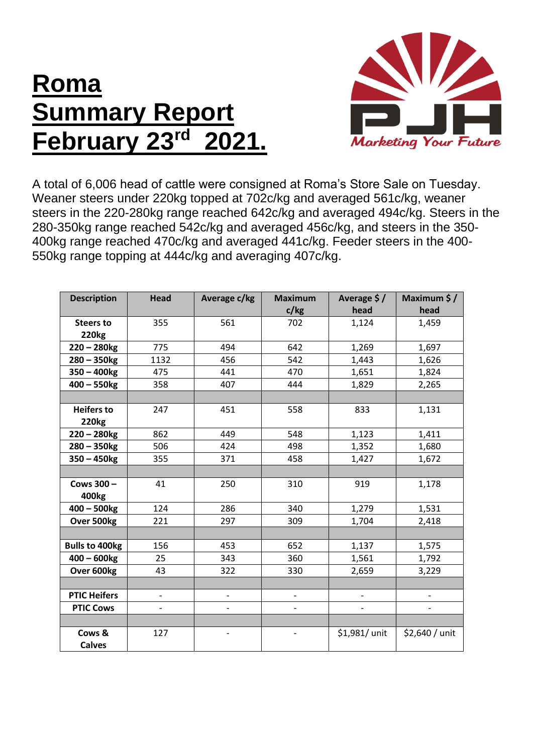# Roma Summary Report February 23rd 2021.

PJH
*Marketing Your Future*

A total of 6,006 head of cattle were consigned at Roma's Store Sale on Tuesday. Weaner steers under 220kg topped at 702c/kg and averaged 561c/kg, weaner steers in the 220-280kg range reached 642c/kg and averaged 494c/kg. Steers in the 280-350kg range reached 542c/kg and averaged 456c/kg, and steers in the 350-400kg range reached 470c/kg and averaged 441c/kg. Feeder steers in the 400-550kg range topping at 444c/kg and averaging 407c/kg.

| Description | Head | Average c/kg | Maximum c/kg | Average $ / head | Maximum $ / head |
|---|---|---|---|---|---|
| **Steers to 220kg** | 355 | 561 | 702 | 1,124 | 1,459 |
| **220 – 280kg** | 775 | 494 | 642 | 1,269 | 1,697 |
| **280 – 350kg** | 1132 | 456 | 542 | 1,443 | 1,626 |
| **350 – 400kg** | 475 | 441 | 470 | 1,651 | 1,824 |
| **400 – 550kg** | 358 | 407 | 444 | 1,829 | 2,265 |
| | | | | | |
| **Heifers to 220kg** | 247 | 451 | 558 | 833 | 1,131 |
| **220 – 280kg** | 862 | 449 | 548 | 1,123 | 1,411 |
| **280 – 350kg** | 506 | 424 | 498 | 1,352 | 1,680 |
| **350 – 450kg** | 355 | 371 | 458 | 1,427 | 1,672 |
| | | | | | |
| **Cows 300 – 400kg** | 41 | 250 | 310 | 919 | 1,178 |
| **400 – 500kg** | 124 | 286 | 340 | 1,279 | 1,531 |
| **Over 500kg** | 221 | 297 | 309 | 1,704 | 2,418 |
| | | | | | |
| **Bulls to 400kg** | 156 | 453 | 652 | 1,137 | 1,575 |
| **400 – 600kg** | 25 | 343 | 360 | 1,561 | 1,792 |
| **Over 600kg** | 43 | 322 | 330 | 2,659 | 3,229 |
| | | | | | |
| **PTIC Heifers** | - | - | - | - | - |
| **PTIC Cows** | - | - | - | - | - |
| | | | | | |
| **Cows & Calves** | 127 | - | - | $1,981/ unit | $2,640 / unit |